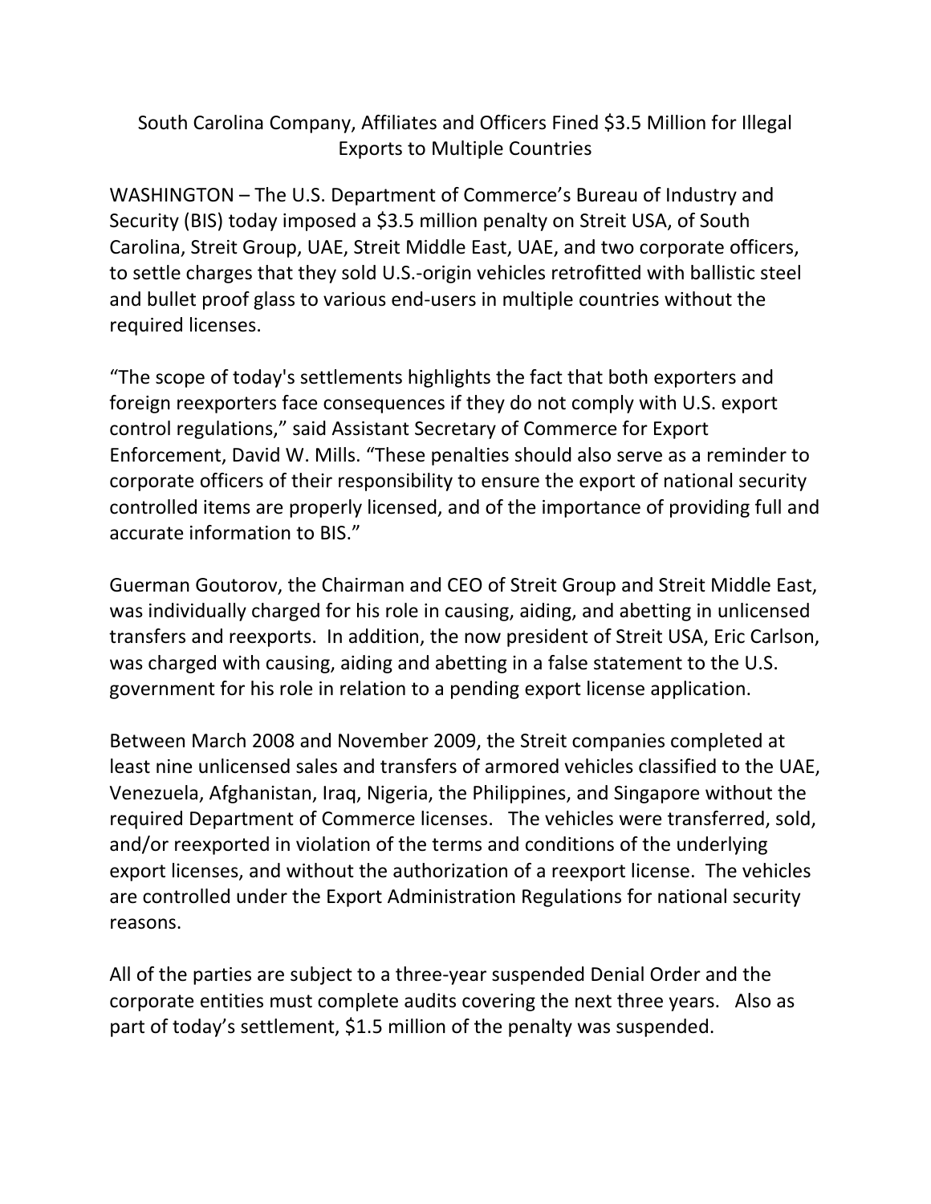# South Carolina Company, Affiliates and Officers Fined $3.5 Million for Illegal Exports to Multiple Countries

WASHINGTON – The U.S. Department of Commerce's Bureau of Industry and Security (BIS) today imposed a $3.5 million penalty on Streit USA, of South Carolina, Streit Group, UAE, Streit Middle East, UAE, and two corporate officers, to settle charges that they sold U.S.-origin vehicles retrofitted with ballistic steel and bullet proof glass to various end-users in multiple countries without the required licenses.

"The scope of today's settlements highlights the fact that both exporters and foreign reexporters face consequences if they do not comply with U.S. export control regulations," said Assistant Secretary of Commerce for Export Enforcement, David W. Mills. "These penalties should also serve as a reminder to corporate officers of their responsibility to ensure the export of national security controlled items are properly licensed, and of the importance of providing full and accurate information to BIS."

Guerman Goutorov, the Chairman and CEO of Streit Group and Streit Middle East, was individually charged for his role in causing, aiding, and abetting in unlicensed transfers and reexports. In addition, the now president of Streit USA, Eric Carlson, was charged with causing, aiding and abetting in a false statement to the U.S. government for his role in relation to a pending export license application.

Between March 2008 and November 2009, the Streit companies completed at least nine unlicensed sales and transfers of armored vehicles classified to the UAE, Venezuela, Afghanistan, Iraq, Nigeria, the Philippines, and Singapore without the required Department of Commerce licenses. The vehicles were transferred, sold, and/or reexported in violation of the terms and conditions of the underlying export licenses, and without the authorization of a reexport license. The vehicles are controlled under the Export Administration Regulations for national security reasons.

All of the parties are subject to a three-year suspended Denial Order and the corporate entities must complete audits covering the next three years. Also as part of today's settlement, $1.5 million of the penalty was suspended.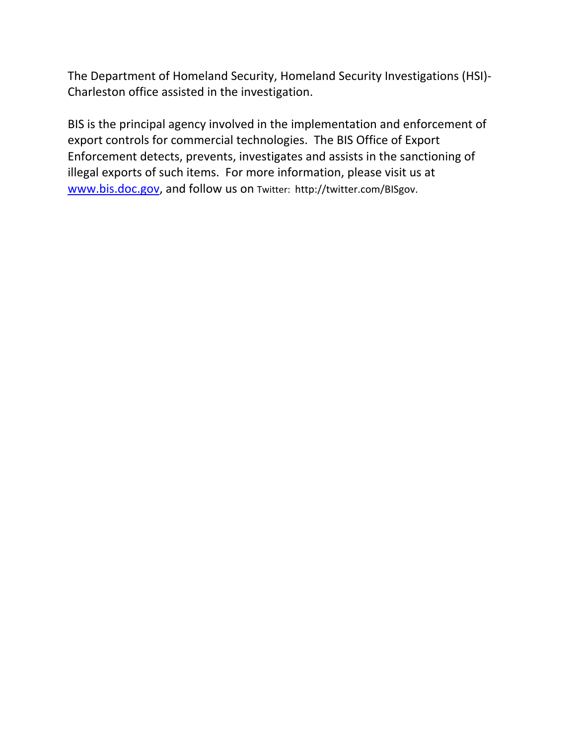The Department of Homeland Security, Homeland Security Investigations (HSI)-Charleston office assisted in the investigation.

BIS is the principal agency involved in the implementation and enforcement of export controls for commercial technologies. The BIS Office of Export Enforcement detects, prevents, investigates and assists in the sanctioning of illegal exports of such items. For more information, please visit us at [www.bis.doc.gov](http://www.bis.doc.gov), and follow us on Twitter: http://twitter.com/BISgov.